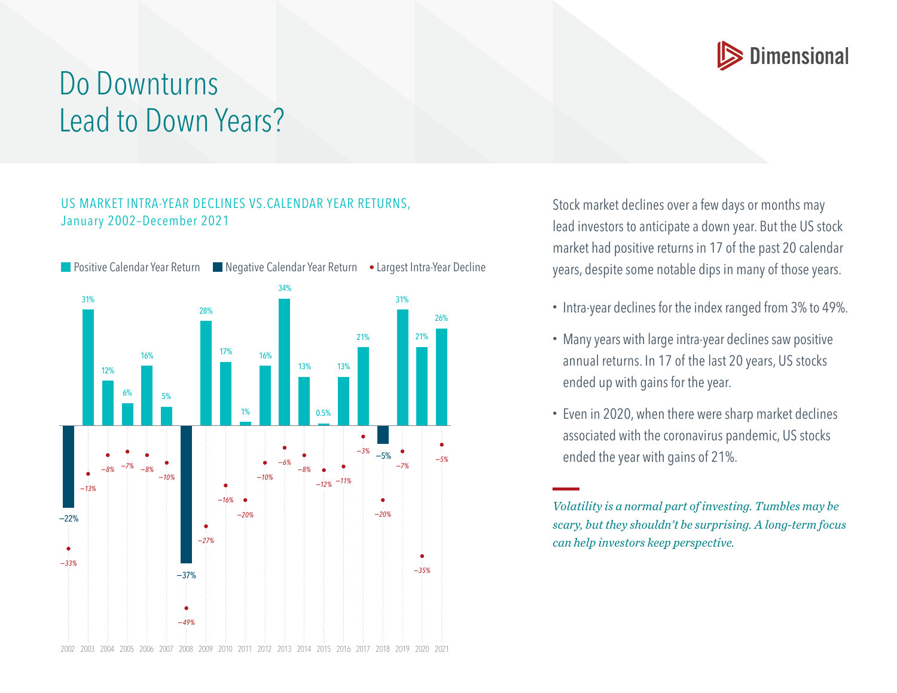Dimensional

# Do Downturns Lead to Down Years?

## US MARKET INTRA-YEAR DECLINES VS. CALENDAR YEAR RETURNS, January 2002–December 2021

Positive Calendar Year Return | Negative Calendar Year Return | Largest Intra-Year Decline

| Year | Calendar Year Return | Largest Intra-Year Decline |
|---|---|---|
| 2002 | −22% | −33% |
| 2003 | 31% | −13% |
| 2004 | 12% | −8% |
| 2005 | 6% | −7% |
| 2006 | 16% | −8% |
| 2007 | 5% | −10% |
| 2008 | −37% | −49% |
| 2009 | 28% | −27% |
| 2010 | 17% | −16% |
| 2011 | 1% | −20% |
| 2012 | 16% | −10% |
| 2013 | 34% | −6% |
| 2014 | 13% | −8% |
| 2015 | 0.5% | −12% |
| 2016 | 13% | −11% |
| 2017 | 21% | −3% |
| 2018 | −5% | −20% |
| 2019 | 31% | −7% |
| 2020 | 21% | −35% |
| 2021 | 26% | −5% |

Stock market declines over a few days or months may lead investors to anticipate a down year. But the US stock market had positive returns in 17 of the past 20 calendar years, despite some notable dips in many of those years.

- Intra-year declines for the index ranged from 3% to 49%.
- Many years with large intra-year declines saw positive annual returns. In 17 of the last 20 years, US stocks ended up with gains for the year.
- Even in 2020, when there were sharp market declines associated with the coronavirus pandemic, US stocks ended the year with gains of 21%.

*Volatility is a normal part of investing. Tumbles may be scary, but they shouldn't be surprising. A long-term focus can help investors keep perspective.*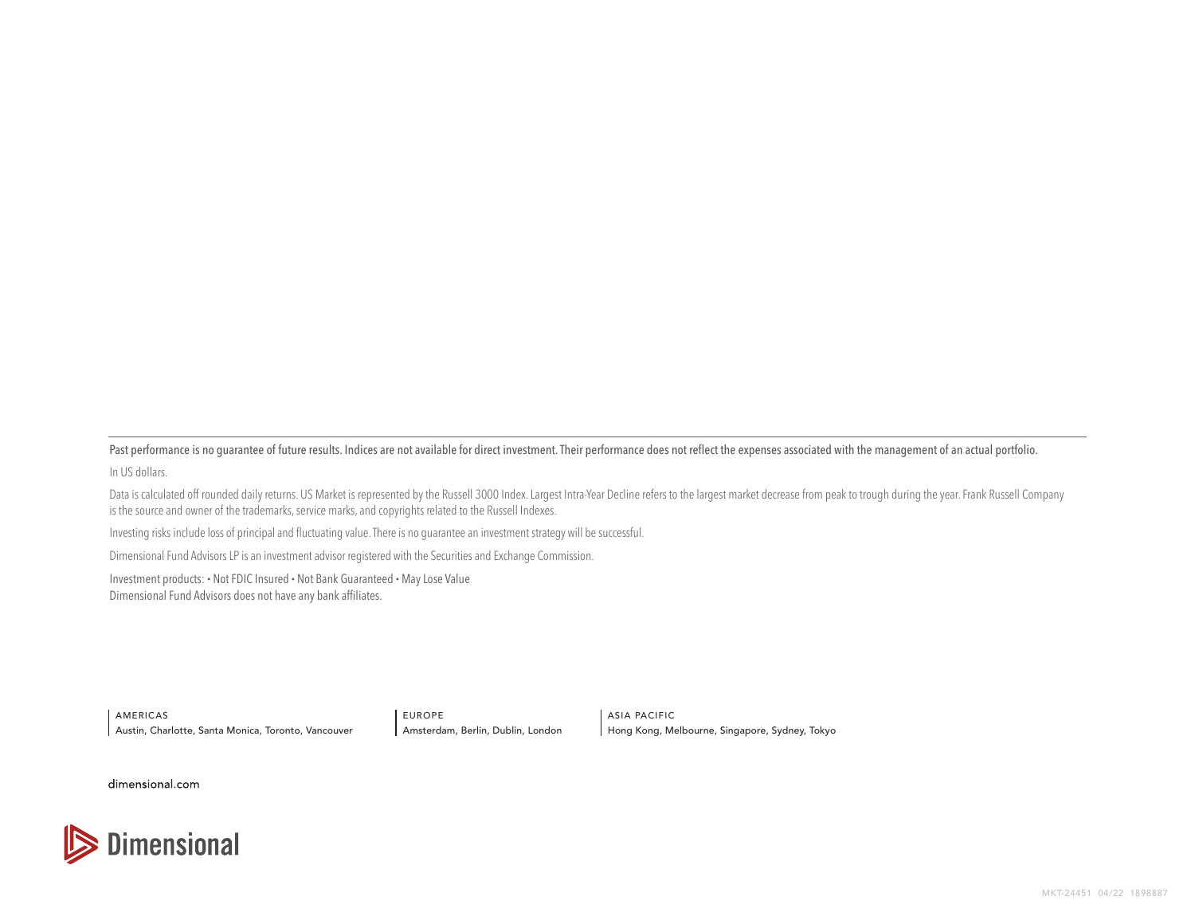Past performance is no guarantee of future results. Indices are not available for direct investment. Their performance does not reflect the expenses associated with the management of an actual portfolio.

In US dollars.

Data is calculated off rounded daily returns. US Market is represented by the Russell 3000 Index. Largest Intra-Year Decline refers to the largest market decrease from peak to trough during the year. Frank Russell Company is the source and owner of the trademarks, service marks, and copyrights related to the Russell Indexes.

Investing risks include loss of principal and fluctuating value. There is no guarantee an investment strategy will be successful.

Dimensional Fund Advisors LP is an investment advisor registered with the Securities and Exchange Commission.

Investment products: • Not FDIC Insured • Not Bank Guaranteed • May Lose Value
Dimensional Fund Advisors does not have any bank affiliates.

AMERICAS
Austin, Charlotte, Santa Monica, Toronto, Vancouver

EUROPE
Amsterdam, Berlin, Dublin, London

ASIA PACIFIC
Hong Kong, Melbourne, Singapore, Sydney, Tokyo

dimensional.com

Dimensional

MKT-24451 04/22 1898887